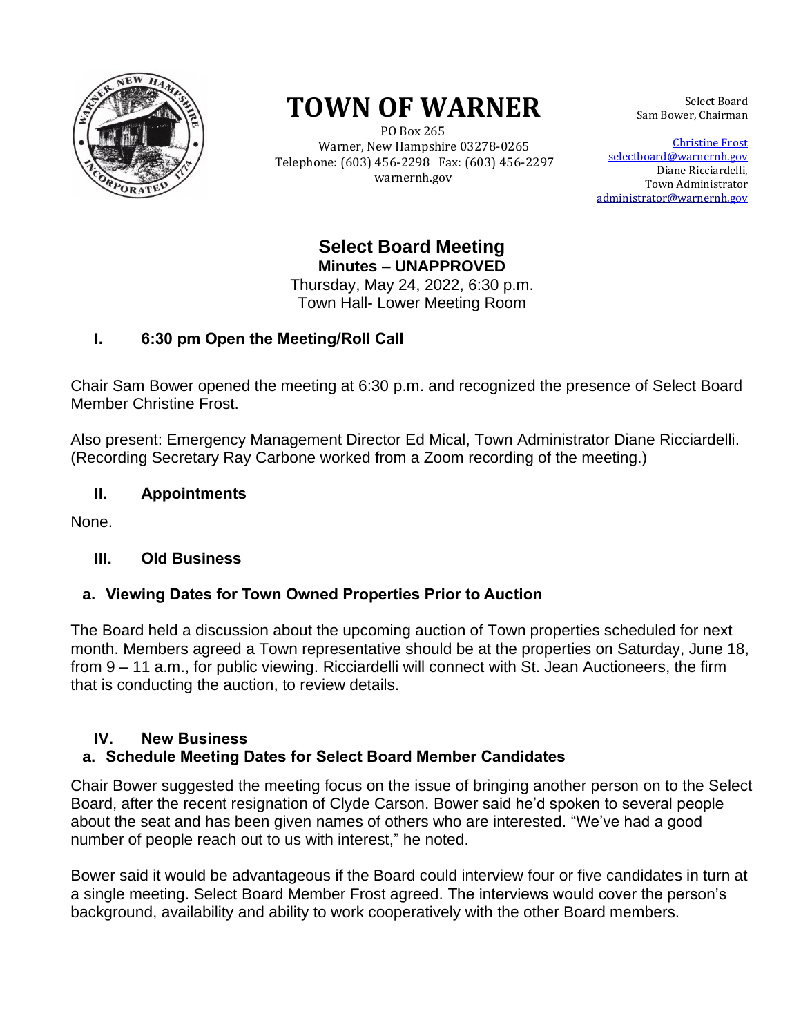# TOWN OF WARNER

PO Box 265
Warner, New Hampshire 03278-0265
Telephone: (603) 456-2298 Fax: (603) 456-2297
warnernh.gov

Select Board
Sam Bower, Chairman

Christine Frost
selectboard@warnernh.gov
Diane Ricciardelli,
Town Administrator
administrator@warnernh.gov

## Select Board Meeting
### Minutes – UNAPPROVED

Thursday, May 24, 2022, 6:30 p.m.
Town Hall- Lower Meeting Room

### I. 6:30 pm Open the Meeting/Roll Call

Chair Sam Bower opened the meeting at 6:30 p.m. and recognized the presence of Select Board Member Christine Frost.

Also present: Emergency Management Director Ed Mical, Town Administrator Diane Ricciardelli. (Recording Secretary Ray Carbone worked from a Zoom recording of the meeting.)

### II. Appointments

None.

### III. Old Business

#### a. Viewing Dates for Town Owned Properties Prior to Auction

The Board held a discussion about the upcoming auction of Town properties scheduled for next month. Members agreed a Town representative should be at the properties on Saturday, June 18, from 9 – 11 a.m., for public viewing. Ricciardelli will connect with St. Jean Auctioneers, the firm that is conducting the auction, to review details.

### IV. New Business

#### a. Schedule Meeting Dates for Select Board Member Candidates

Chair Bower suggested the meeting focus on the issue of bringing another person on to the Select Board, after the recent resignation of Clyde Carson. Bower said he'd spoken to several people about the seat and has been given names of others who are interested. "We've had a good number of people reach out to us with interest," he noted.

Bower said it would be advantageous if the Board could interview four or five candidates in turn at a single meeting. Select Board Member Frost agreed. The interviews would cover the person's background, availability and ability to work cooperatively with the other Board members.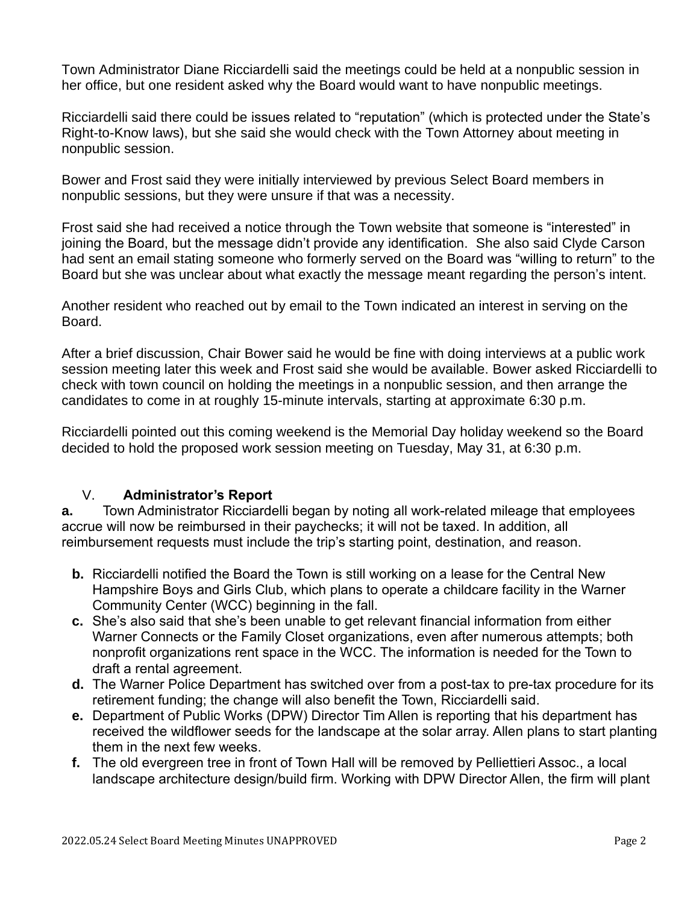Town Administrator Diane Ricciardelli said the meetings could be held at a nonpublic session in her office, but one resident asked why the Board would want to have nonpublic meetings.

Ricciardelli said there could be issues related to "reputation" (which is protected under the State's Right-to-Know laws), but she said she would check with the Town Attorney about meeting in nonpublic session.

Bower and Frost said they were initially interviewed by previous Select Board members in nonpublic sessions, but they were unsure if that was a necessity.

Frost said she had received a notice through the Town website that someone is "interested" in joining the Board, but the message didn't provide any identification. She also said Clyde Carson had sent an email stating someone who formerly served on the Board was "willing to return" to the Board but she was unclear about what exactly the message meant regarding the person's intent.

Another resident who reached out by email to the Town indicated an interest in serving on the Board.

After a brief discussion, Chair Bower said he would be fine with doing interviews at a public work session meeting later this week and Frost said she would be available. Bower asked Ricciardelli to check with town council on holding the meetings in a nonpublic session, and then arrange the candidates to come in at roughly 15-minute intervals, starting at approximate 6:30 p.m.

Ricciardelli pointed out this coming weekend is the Memorial Day holiday weekend so the Board decided to hold the proposed work session meeting on Tuesday, May 31, at 6:30 p.m.

## V. Administrator's Report

**a.** Town Administrator Ricciardelli began by noting all work-related mileage that employees accrue will now be reimbursed in their paychecks; it will not be taxed. In addition, all reimbursement requests must include the trip's starting point, destination, and reason.

**b.** Ricciardelli notified the Board the Town is still working on a lease for the Central New Hampshire Boys and Girls Club, which plans to operate a childcare facility in the Warner Community Center (WCC) beginning in the fall.

**c.** She's also said that she's been unable to get relevant financial information from either Warner Connects or the Family Closet organizations, even after numerous attempts; both nonprofit organizations rent space in the WCC. The information is needed for the Town to draft a rental agreement.

**d.** The Warner Police Department has switched over from a post-tax to pre-tax procedure for its retirement funding; the change will also benefit the Town, Ricciardelli said.

**e.** Department of Public Works (DPW) Director Tim Allen is reporting that his department has received the wildflower seeds for the landscape at the solar array. Allen plans to start planting them in the next few weeks.

**f.** The old evergreen tree in front of Town Hall will be removed by Pelliettieri Assoc., a local landscape architecture design/build firm. Working with DPW Director Allen, the firm will plant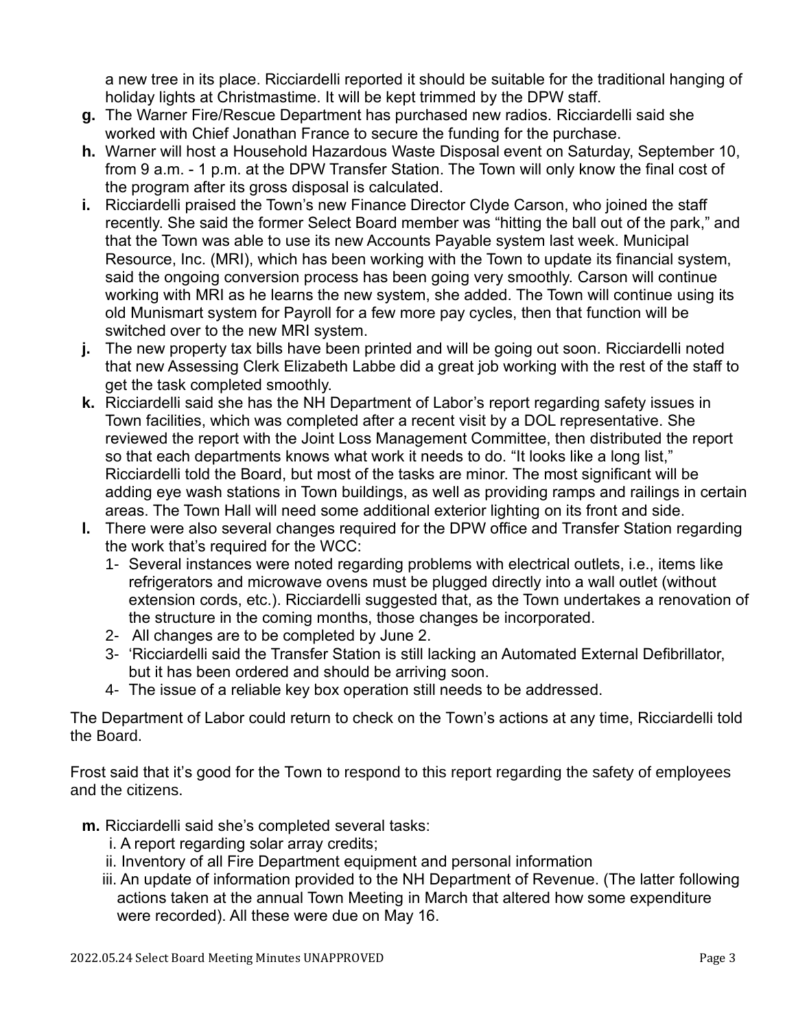a new tree in its place. Ricciardelli reported it should be suitable for the traditional hanging of holiday lights at Christmastime. It will be kept trimmed by the DPW staff.

**g.** The Warner Fire/Rescue Department has purchased new radios. Ricciardelli said she worked with Chief Jonathan France to secure the funding for the purchase.

**h.** Warner will host a Household Hazardous Waste Disposal event on Saturday, September 10, from 9 a.m. - 1 p.m. at the DPW Transfer Station. The Town will only know the final cost of the program after its gross disposal is calculated.

**i.** Ricciardelli praised the Town's new Finance Director Clyde Carson, who joined the staff recently. She said the former Select Board member was "hitting the ball out of the park," and that the Town was able to use its new Accounts Payable system last week. Municipal Resource, Inc. (MRI), which has been working with the Town to update its financial system, said the ongoing conversion process has been going very smoothly. Carson will continue working with MRI as he learns the new system, she added. The Town will continue using its old Munismart system for Payroll for a few more pay cycles, then that function will be switched over to the new MRI system.

**j.** The new property tax bills have been printed and will be going out soon. Ricciardelli noted that new Assessing Clerk Elizabeth Labbe did a great job working with the rest of the staff to get the task completed smoothly.

**k.** Ricciardelli said she has the NH Department of Labor's report regarding safety issues in Town facilities, which was completed after a recent visit by a DOL representative. She reviewed the report with the Joint Loss Management Committee, then distributed the report so that each departments knows what work it needs to do. "It looks like a long list," Ricciardelli told the Board, but most of the tasks are minor. The most significant will be adding eye wash stations in Town buildings, as well as providing ramps and railings in certain areas. The Town Hall will need some additional exterior lighting on its front and side.

**l.** There were also several changes required for the DPW office and Transfer Station regarding the work that's required for the WCC:

1- Several instances were noted regarding problems with electrical outlets, i.e., items like refrigerators and microwave ovens must be plugged directly into a wall outlet (without extension cords, etc.). Ricciardelli suggested that, as the Town undertakes a renovation of the structure in the coming months, those changes be incorporated.

2- All changes are to be completed by June 2.

3- 'Ricciardelli said the Transfer Station is still lacking an Automated External Defibrillator, but it has been ordered and should be arriving soon.

4- The issue of a reliable key box operation still needs to be addressed.

The Department of Labor could return to check on the Town's actions at any time, Ricciardelli told the Board.

Frost said that it's good for the Town to respond to this report regarding the safety of employees and the citizens.

**m.** Ricciardelli said she's completed several tasks:

i. A report regarding solar array credits;

ii. Inventory of all Fire Department equipment and personal information

iii. An update of information provided to the NH Department of Revenue. (The latter following actions taken at the annual Town Meeting in March that altered how some expenditure were recorded). All these were due on May 16.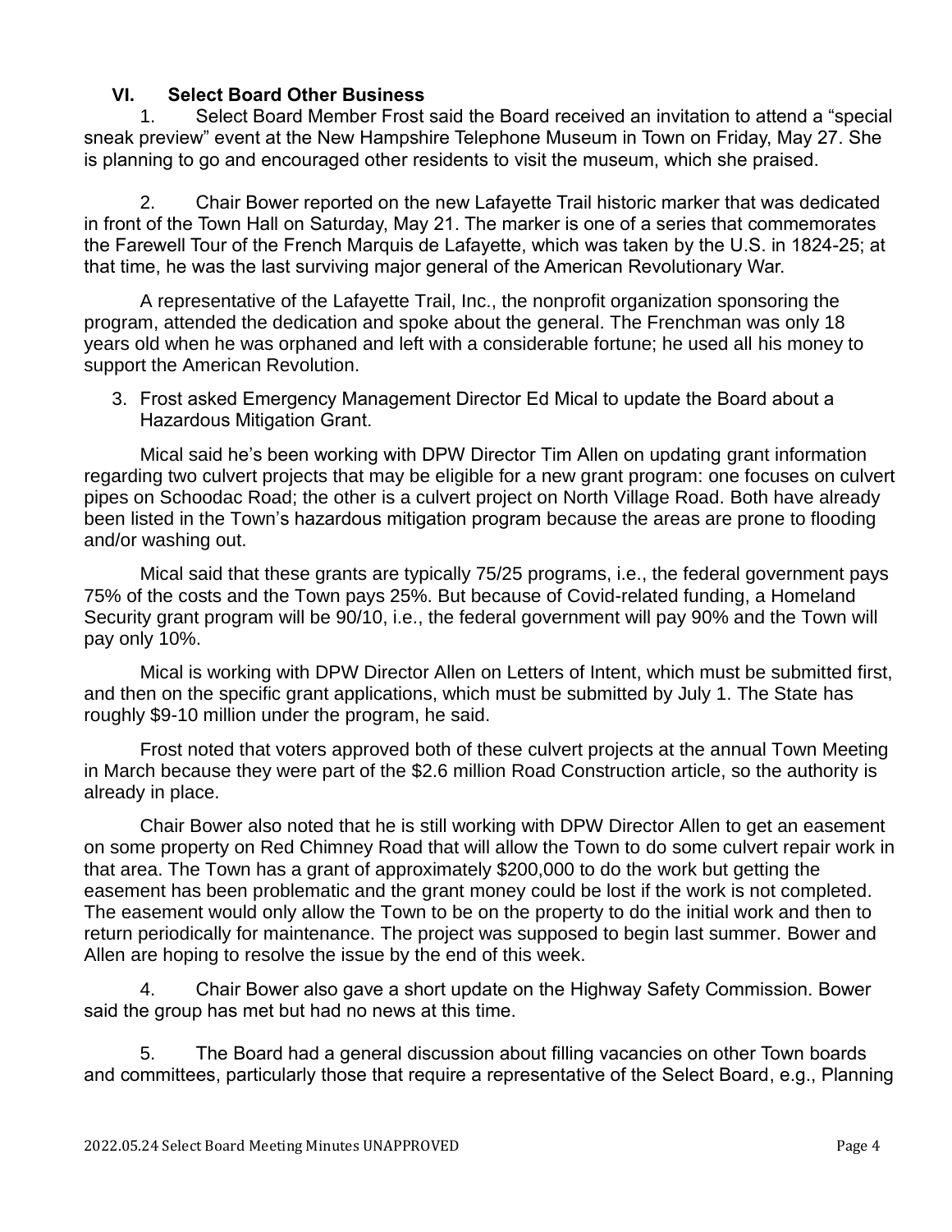## VI. Select Board Other Business

1. Select Board Member Frost said the Board received an invitation to attend a "special sneak preview" event at the New Hampshire Telephone Museum in Town on Friday, May 27. She is planning to go and encouraged other residents to visit the museum, which she praised.

2. Chair Bower reported on the new Lafayette Trail historic marker that was dedicated in front of the Town Hall on Saturday, May 21. The marker is one of a series that commemorates the Farewell Tour of the French Marquis de Lafayette, which was taken by the U.S. in 1824-25; at that time, he was the last surviving major general of the American Revolutionary War.

A representative of the Lafayette Trail, Inc., the nonprofit organization sponsoring the program, attended the dedication and spoke about the general. The Frenchman was only 18 years old when he was orphaned and left with a considerable fortune; he used all his money to support the American Revolution.

3. Frost asked Emergency Management Director Ed Mical to update the Board about a Hazardous Mitigation Grant.

Mical said he's been working with DPW Director Tim Allen on updating grant information regarding two culvert projects that may be eligible for a new grant program: one focuses on culvert pipes on Schoodac Road; the other is a culvert project on North Village Road. Both have already been listed in the Town's hazardous mitigation program because the areas are prone to flooding and/or washing out.

Mical said that these grants are typically 75/25 programs, i.e., the federal government pays 75% of the costs and the Town pays 25%. But because of Covid-related funding, a Homeland Security grant program will be 90/10, i.e., the federal government will pay 90% and the Town will pay only 10%.

Mical is working with DPW Director Allen on Letters of Intent, which must be submitted first, and then on the specific grant applications, which must be submitted by July 1. The State has roughly $9-10 million under the program, he said.

Frost noted that voters approved both of these culvert projects at the annual Town Meeting in March because they were part of the $2.6 million Road Construction article, so the authority is already in place.

Chair Bower also noted that he is still working with DPW Director Allen to get an easement on some property on Red Chimney Road that will allow the Town to do some culvert repair work in that area. The Town has a grant of approximately $200,000 to do the work but getting the easement has been problematic and the grant money could be lost if the work is not completed. The easement would only allow the Town to be on the property to do the initial work and then to return periodically for maintenance. The project was supposed to begin last summer. Bower and Allen are hoping to resolve the issue by the end of this week.

4. Chair Bower also gave a short update on the Highway Safety Commission. Bower said the group has met but had no news at this time.

5. The Board had a general discussion about filling vacancies on other Town boards and committees, particularly those that require a representative of the Select Board, e.g., Planning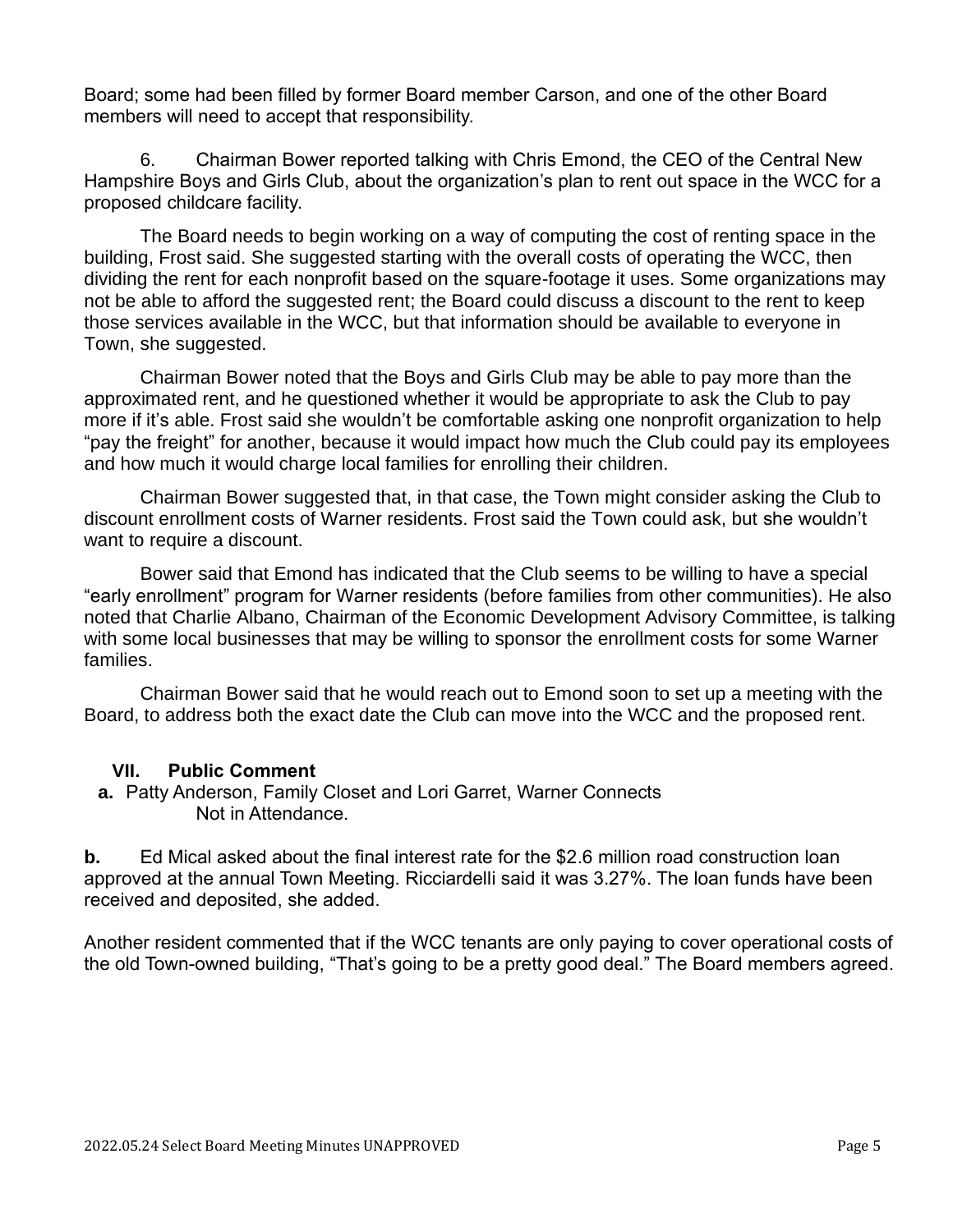Board; some had been filled by former Board member Carson, and one of the other Board members will need to accept that responsibility.

6. Chairman Bower reported talking with Chris Emond, the CEO of the Central New Hampshire Boys and Girls Club, about the organization's plan to rent out space in the WCC for a proposed childcare facility.

The Board needs to begin working on a way of computing the cost of renting space in the building, Frost said. She suggested starting with the overall costs of operating the WCC, then dividing the rent for each nonprofit based on the square-footage it uses. Some organizations may not be able to afford the suggested rent; the Board could discuss a discount to the rent to keep those services available in the WCC, but that information should be available to everyone in Town, she suggested.

Chairman Bower noted that the Boys and Girls Club may be able to pay more than the approximated rent, and he questioned whether it would be appropriate to ask the Club to pay more if it's able. Frost said she wouldn't be comfortable asking one nonprofit organization to help "pay the freight" for another, because it would impact how much the Club could pay its employees and how much it would charge local families for enrolling their children.

Chairman Bower suggested that, in that case, the Town might consider asking the Club to discount enrollment costs of Warner residents. Frost said the Town could ask, but she wouldn't want to require a discount.

Bower said that Emond has indicated that the Club seems to be willing to have a special "early enrollment" program for Warner residents (before families from other communities). He also noted that Charlie Albano, Chairman of the Economic Development Advisory Committee, is talking with some local businesses that may be willing to sponsor the enrollment costs for some Warner families.

Chairman Bower said that he would reach out to Emond soon to set up a meeting with the Board, to address both the exact date the Club can move into the WCC and the proposed rent.

## VII. Public Comment

**a.** Patty Anderson, Family Closet and Lori Garret, Warner Connects
Not in Attendance.

**b.** Ed Mical asked about the final interest rate for the $2.6 million road construction loan approved at the annual Town Meeting. Ricciardelli said it was 3.27%. The loan funds have been received and deposited, she added.

Another resident commented that if the WCC tenants are only paying to cover operational costs of the old Town-owned building, "That's going to be a pretty good deal." The Board members agreed.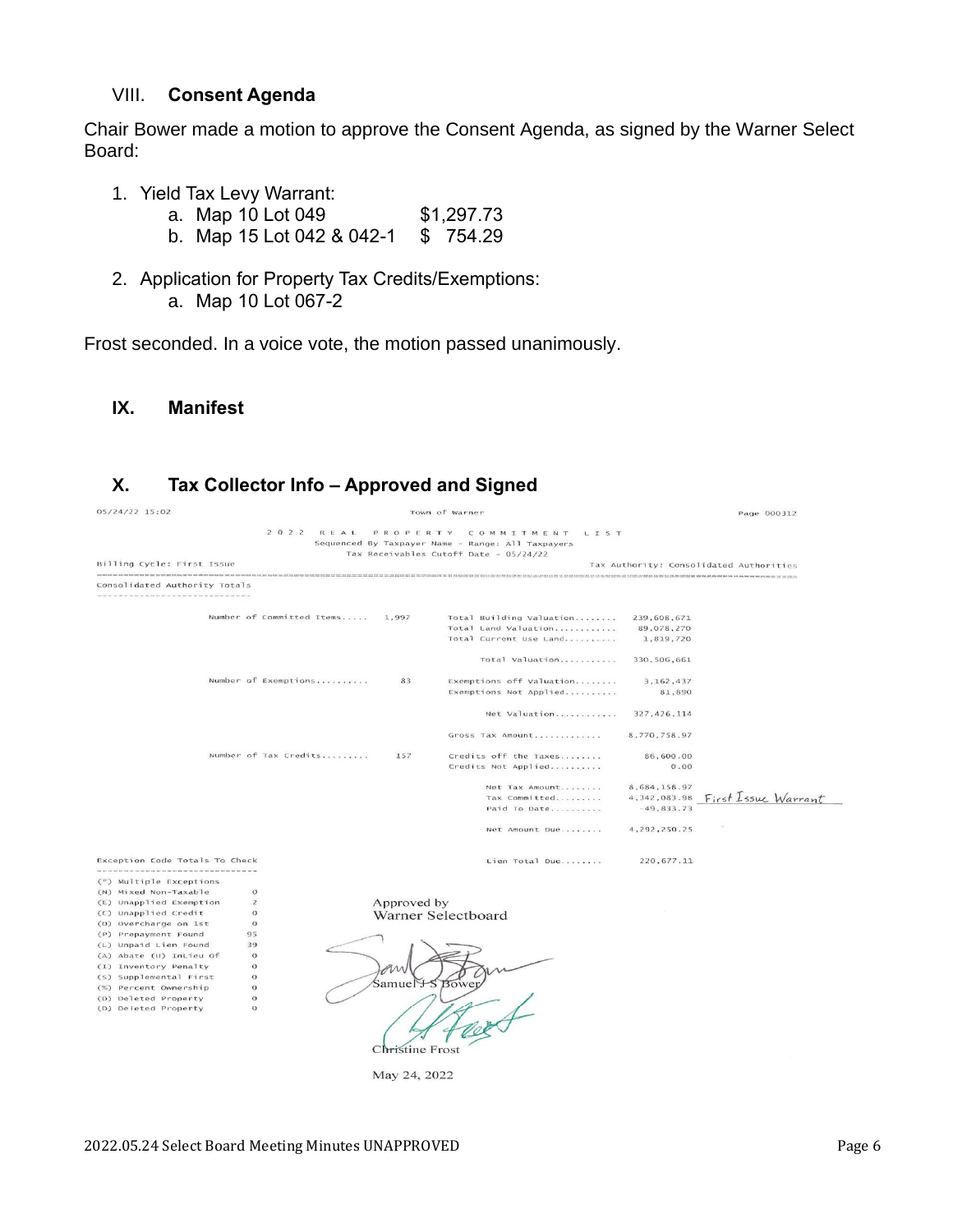## VIII. Consent Agenda

Chair Bower made a motion to approve the Consent Agenda, as signed by the Warner Select Board:

1. Yield Tax Levy Warrant:
   a. Map 10 Lot 049 $1,297.73
   b. Map 15 Lot 042 & 042-1 $ 754.29

2. Application for Property Tax Credits/Exemptions:
   a. Map 10 Lot 067-2

Frost seconded. In a voice vote, the motion passed unanimously.

## IX. Manifest

## X. Tax Collector Info – Approved and Signed

05/24/22 15:02 Town of Warner Page 000312

2 0 2 2 R E A L P R O P E R T Y C O M M I T M E N T L I S T
Sequenced By Taxpayer Name - Range: All Taxpayers
Tax Receivables Cutoff Date - 05/24/22

Billing Cycle: First Issue Tax Authority: Consolidated Authorities

Consolidated Authority Totals

| | | | |
|---|---|---|---|
| Number of Committed Items..... | 1,997 | Total Building Valuation........ | 239,608,671 |
| | | Total Land Valuation............ | 89,078,270 |
| | | Total Current Use Land.......... | 1,819,720 |
| | | Total Valuation........... | 330,506,661 |
| Number of Exemptions.......... | 83 | Exemptions off Valuation........ | 3,162,437 |
| | | Exemptions Not Applied.......... | 81,890 |
| | | Net Valuation............ | 327,426,114 |
| | | Gross Tax Amount............. | 8,770,758.97 |
| Number of Tax Credits......... | 157 | Credits off the Taxes........ | 86,600.00 |
| | | Credits Not Applied.......... | 0.00 |
| | | Net Tax Amount........ | 8,684,158.97 |
| | | Tax Committed......... | 4,342,083.98 *First Issue Warrant* |
| | | Paid To Date.......... | -49,833.73 |
| | | Net Amount Due........ | 4,292,250.25 |
| | | Lien Total Due........ | 220,677.11 |

Exception Code Totals To Check

| | |
|---|---|
| (*) Multiple Exceptions | |
| (N) Mixed Non-Taxable | 0 |
| (E) Unapplied Exemption | 2 |
| (C) Unapplied Credit | 0 |
| (O) Overcharge on 1st | 0 |
| (P) Prepayment Found | 95 |
| (L) Unpaid Lien Found | 39 |
| (A) Abate (U) InLieu of | 0 |
| (I) Inventory Penalty | 0 |
| (S) Supplemental First | 0 |
| (%) Percent Ownership | 0 |
| (D) Deleted Property | 0 |
| (D) Deleted Property | 0 |

Approved by
Warner Selectboard

Samuel J S Bower

Christine Frost

May 24, 2022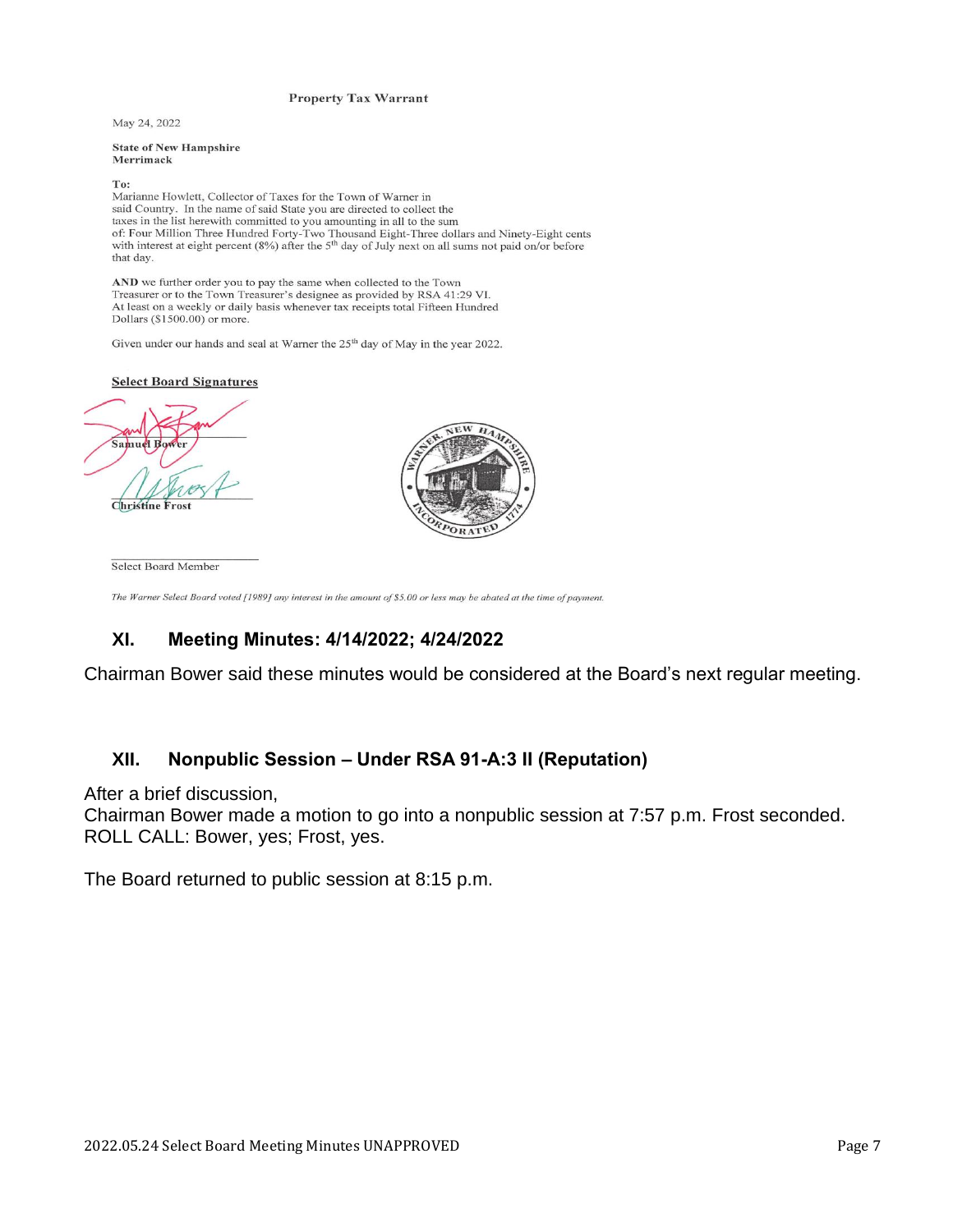**Property Tax Warrant**

May 24, 2022

**State of New Hampshire**
**Merrimack**

**To:**
Marianne Howlett, Collector of Taxes for the Town of Warner in said Country. In the name of said State you are directed to collect the taxes in the list herewith committed to you amounting in all to the sum of: Four Million Three Hundred Forty-Two Thousand Eight-Three dollars and Ninety-Eight cents with interest at eight percent (8%) after the 5th day of July next on all sums not paid on/or before that day.

**AND** we further order you to pay the same when collected to the Town Treasurer or to the Town Treasurer's designee as provided by RSA 41:29 VI. At least on a weekly or daily basis whenever tax receipts total Fifteen Hundred Dollars ($1500.00) or more.

Given under our hands and seal at Warner the 25th day of May in the year 2022.

**Select Board Signatures**

Samuel Bower

Christine Frost

Select Board Member

WARNER, NEW HAMPSHIRE INCORPORATED 1774

*The Warner Select Board voted [1989] any interest in the amount of $5.00 or less may be abated at the time of payment.*

## XI. Meeting Minutes: 4/14/2022; 4/24/2022

Chairman Bower said these minutes would be considered at the Board's next regular meeting.

## XII. Nonpublic Session – Under RSA 91-A:3 II (Reputation)

After a brief discussion,
Chairman Bower made a motion to go into a nonpublic session at 7:57 p.m. Frost seconded.
ROLL CALL: Bower, yes; Frost, yes.

The Board returned to public session at 8:15 p.m.